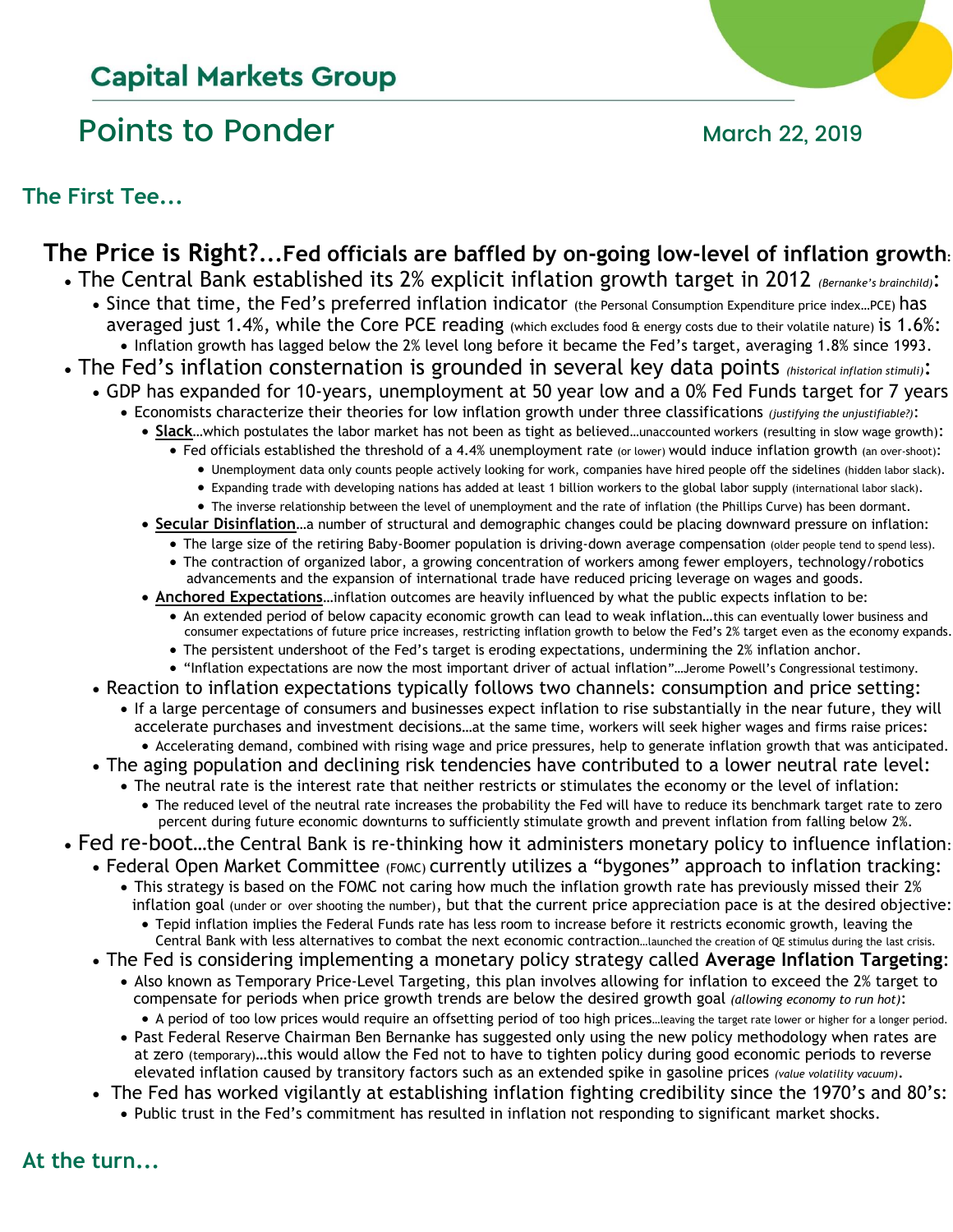# Capital Markets Group

## Points to Ponder

March 22, 2019

### The First Tee...

## The Price is Right?...Fed officials are baffled by on-going low-level of inflation growth:

- The Central Bank established its 2% explicit inflation growth target in 2012 *(Bernanke's brainchild)*:
  - Since that time, the Fed's preferred inflation indicator (the Personal Consumption Expenditure price index…PCE) has averaged just 1.4%, while the Core PCE reading (which excludes food & energy costs due to their volatile nature) is 1.6%:
    - Inflation growth has lagged below the 2% level long before it became the Fed's target, averaging 1.8% since 1993.
- The Fed's inflation consternation is grounded in several key data points *(historical inflation stimuli)*:
  - GDP has expanded for 10-years, unemployment at 50 year low and a 0% Fed Funds target for 7 years
    - Economists characterize their theories for low inflation growth under three classifications *(justifying the unjustifiable?)*:
      - **Slack**…which postulates the labor market has not been as tight as believed…unaccounted workers (resulting in slow wage growth):
        - Fed officials established the threshold of a 4.4% unemployment rate (or lower) would induce inflation growth (an over-shoot):
          - Unemployment data only counts people actively looking for work, companies have hired people off the sidelines (hidden labor slack).
          - Expanding trade with developing nations has added at least 1 billion workers to the global labor supply (international labor slack).
          - The inverse relationship between the level of unemployment and the rate of inflation (the Phillips Curve) has been dormant.
      - **Secular Disinflation**…a number of structural and demographic changes could be placing downward pressure on inflation:
        - The large size of the retiring Baby-Boomer population is driving-down average compensation (older people tend to spend less).
        - The contraction of organized labor, a growing concentration of workers among fewer employers, technology/robotics advancements and the expansion of international trade have reduced pricing leverage on wages and goods.
      - **Anchored Expectations**…inflation outcomes are heavily influenced by what the public expects inflation to be:
        - An extended period of below capacity economic growth can lead to weak inflation…this can eventually lower business and consumer expectations of future price increases, restricting inflation growth to below the Fed's 2% target even as the economy expands.
        - The persistent undershoot of the Fed's target is eroding expectations, undermining the 2% inflation anchor.
        - "Inflation expectations are now the most important driver of actual inflation"…Jerome Powell's Congressional testimony.
  - Reaction to inflation expectations typically follows two channels: consumption and price setting:
    - If a large percentage of consumers and businesses expect inflation to rise substantially in the near future, they will accelerate purchases and investment decisions…at the same time, workers will seek higher wages and firms raise prices:
      - Accelerating demand, combined with rising wage and price pressures, help to generate inflation growth that was anticipated.
  - The aging population and declining risk tendencies have contributed to a lower neutral rate level:
    - The neutral rate is the interest rate that neither restricts or stimulates the economy or the level of inflation:
      - The reduced level of the neutral rate increases the probability the Fed will have to reduce its benchmark target rate to zero percent during future economic downturns to sufficiently stimulate growth and prevent inflation from falling below 2%.
- Fed re-boot…the Central Bank is re-thinking how it administers monetary policy to influence inflation:
  - Federal Open Market Committee (FOMC) currently utilizes a "bygones" approach to inflation tracking:
    - This strategy is based on the FOMC not caring how much the inflation growth rate has previously missed their 2% inflation goal (under or over shooting the number), but that the current price appreciation pace is at the desired objective:
      - Tepid inflation implies the Federal Funds rate has less room to increase before it restricts economic growth, leaving the Central Bank with less alternatives to combat the next economic contraction…launched the creation of QE stimulus during the last crisis.
  - The Fed is considering implementing a monetary policy strategy called **Average Inflation Targeting**:
    - Also known as Temporary Price-Level Targeting, this plan involves allowing for inflation to exceed the 2% target to compensate for periods when price growth trends are below the desired growth goal *(allowing economy to run hot)*:
      - A period of too low prices would require an offsetting period of too high prices…leaving the target rate lower or higher for a longer period.
    - Past Federal Reserve Chairman Ben Bernanke has suggested only using the new policy methodology when rates are at zero (temporary)…this would allow the Fed not to have to tighten policy during good economic periods to reverse elevated inflation caused by transitory factors such as an extended spike in gasoline prices *(value volatility vacuum)*.
  - The Fed has worked vigilantly at establishing inflation fighting credibility since the 1970's and 80's:
    - Public trust in the Fed's commitment has resulted in inflation not responding to significant market shocks.

### At the turn...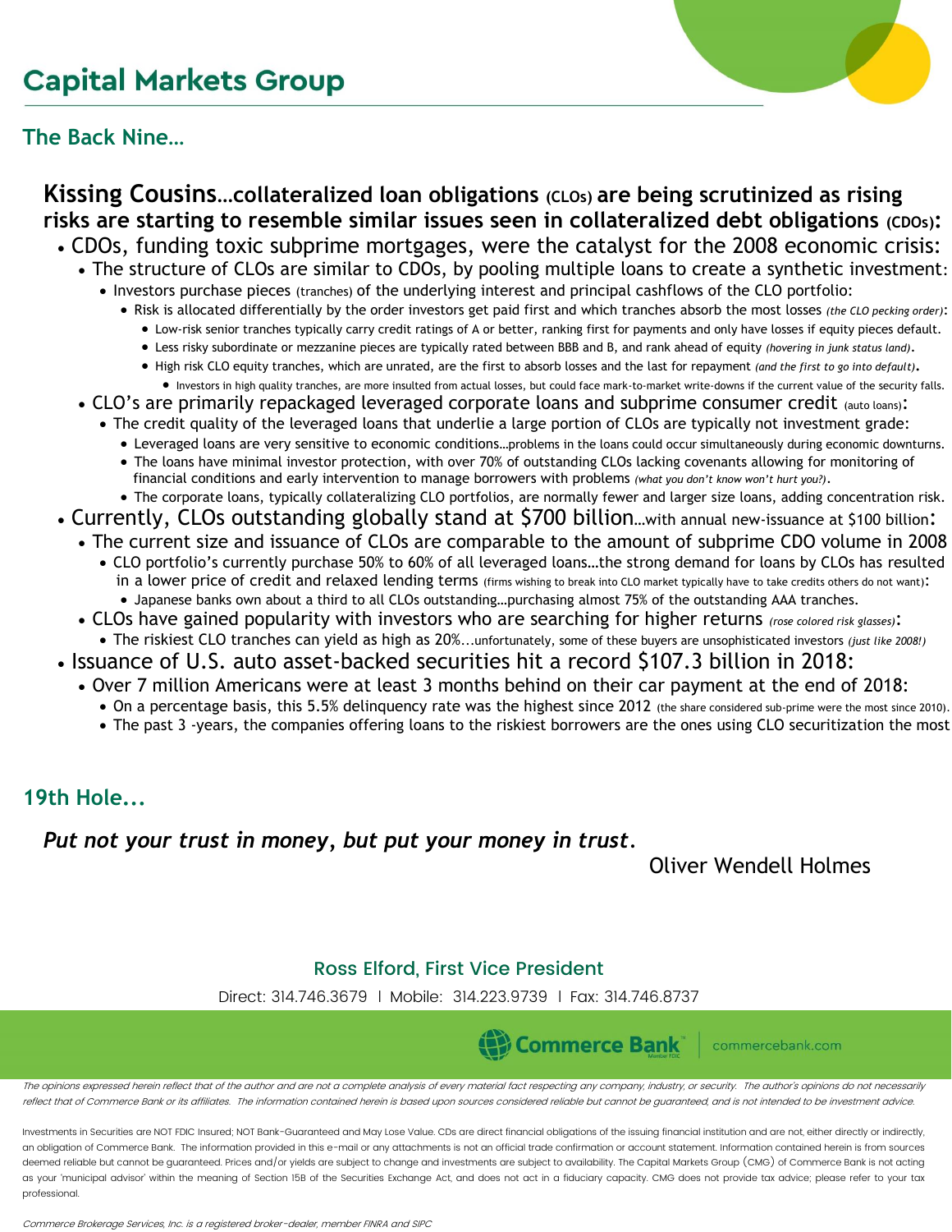# Capital Markets Group

## The Back Nine…

**Kissing Cousins…collateralized loan obligations (CLOs) are being scrutinized as rising risks are starting to resemble similar issues seen in collateralized debt obligations (CDOs):**

- CDOs, funding toxic subprime mortgages, were the catalyst for the 2008 economic crisis:
  - The structure of CLOs are similar to CDOs, by pooling multiple loans to create a synthetic investment:
    - Investors purchase pieces (tranches) of the underlying interest and principal cashflows of the CLO portfolio:
      - Risk is allocated differentially by the order investors get paid first and which tranches absorb the most losses *(the CLO pecking order)*:
        - Low-risk senior tranches typically carry credit ratings of A or better, ranking first for payments and only have losses if equity pieces default.
        - Less risky subordinate or mezzanine pieces are typically rated between BBB and B, and rank ahead of equity *(hovering in junk status land)*.
        - High risk CLO equity tranches, which are unrated, are the first to absorb losses and the last for repayment *(and the first to go into default)*.
          - Investors in high quality tranches, are more insulted from actual losses, but could face mark-to-market write-downs if the current value of the security falls.
  - CLO's are primarily repackaged leveraged corporate loans and subprime consumer credit (auto loans):
    - The credit quality of the leveraged loans that underlie a large portion of CLOs are typically not investment grade:
      - Leveraged loans are very sensitive to economic conditions…problems in the loans could occur simultaneously during economic downturns.
      - The loans have minimal investor protection, with over 70% of outstanding CLOs lacking covenants allowing for monitoring of financial conditions and early intervention to manage borrowers with problems *(what you don't know won't hurt you?)*.
      - The corporate loans, typically collateralizing CLO portfolios, are normally fewer and larger size loans, adding concentration risk.
- Currently, CLOs outstanding globally stand at $700 billion…with annual new-issuance at $100 billion:
  - The current size and issuance of CLOs are comparable to the amount of subprime CDO volume in 2008
    - CLO portfolio's currently purchase 50% to 60% of all leveraged loans…the strong demand for loans by CLOs has resulted in a lower price of credit and relaxed lending terms (firms wishing to break into CLO market typically have to take credits others do not want):
      - Japanese banks own about a third to all CLOs outstanding…purchasing almost 75% of the outstanding AAA tranches.
  - CLOs have gained popularity with investors who are searching for higher returns *(rose colored risk glasses)*:
    - The riskiest CLO tranches can yield as high as 20%...unfortunately, some of these buyers are unsophisticated investors *(just like 2008!)*
- Issuance of U.S. auto asset-backed securities hit a record $107.3 billion in 2018:
  - Over 7 million Americans were at least 3 months behind on their car payment at the end of 2018:
    - On a percentage basis, this 5.5% delinquency rate was the highest since 2012 (the share considered sub-prime were the most since 2010).
    - The past 3 -years, the companies offering loans to the riskiest borrowers are the ones using CLO securitization the most

## 19th Hole...

***Put not your trust in money, but put your money in trust.***

Oliver Wendell Holmes

Ross Elford, First Vice President

Direct: 314.746.3679 | Mobile: 314.223.9739 | Fax: 314.746.8737

Commerce Bank | commercebank.com

*The opinions expressed herein reflect that of the author and are not a complete analysis of every material fact respecting any company, industry, or security. The author's opinions do not necessarily reflect that of Commerce Bank or its affiliates. The information contained herein is based upon sources considered reliable but cannot be guaranteed, and is not intended to be investment advice.*

Investments in Securities are NOT FDIC Insured; NOT Bank-Guaranteed and May Lose Value. CDs are direct financial obligations of the issuing financial institution and are not, either directly or indirectly, an obligation of Commerce Bank. The information provided in this e-mail or any attachments is not an official trade confirmation or account statement. Information contained herein is from sources deemed reliable but cannot be guaranteed. Prices and/or yields are subject to change and investments are subject to availability. The Capital Markets Group (CMG) of Commerce Bank is not acting as your 'municipal advisor' within the meaning of Section 15B of the Securities Exchange Act, and does not act in a fiduciary capacity. CMG does not provide tax advice; please refer to your tax professional.

*Commerce Brokerage Services, Inc. is a registered broker-dealer, member FINRA and SIPC*